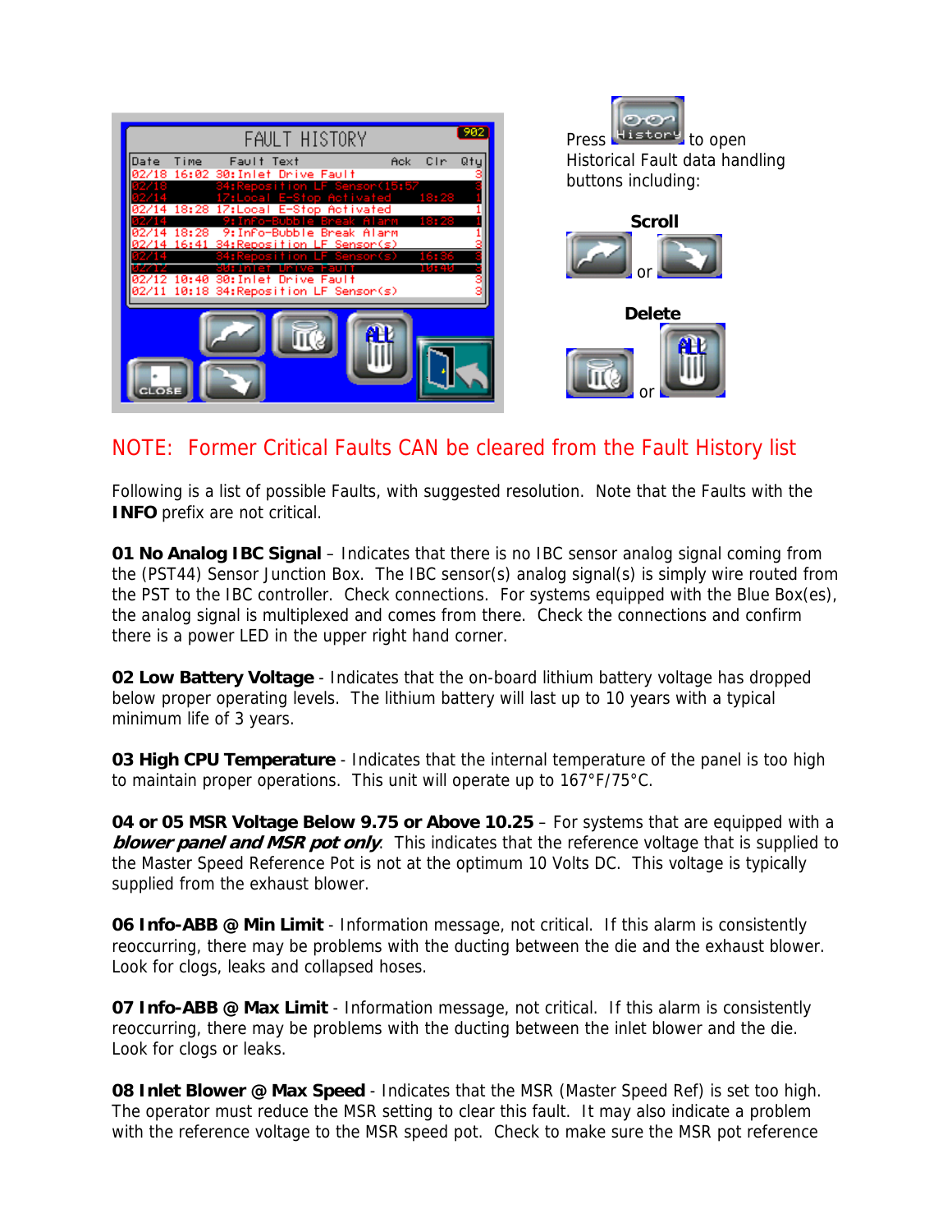Press [History] to open Historical Fault data handling buttons including:

**Scroll**

or

**Delete**

or

NOTE: Former Critical Faults CAN be cleared from the Fault History list

Following is a list of possible Faults, with suggested resolution. Note that the Faults with the **INFO** prefix are not critical.

**01 No Analog IBC Signal** – Indicates that there is no IBC sensor analog signal coming from the (PST44) Sensor Junction Box. The IBC sensor(s) analog signal(s) is simply wire routed from the PST to the IBC controller. Check connections. For systems equipped with the Blue Box(es), the analog signal is multiplexed and comes from there. Check the connections and confirm there is a power LED in the upper right hand corner.

**02 Low Battery Voltage** - Indicates that the on-board lithium battery voltage has dropped below proper operating levels. The lithium battery will last up to 10 years with a typical minimum life of 3 years.

**03 High CPU Temperature** - Indicates that the internal temperature of the panel is too high to maintain proper operations. This unit will operate up to 167°F/75°C.

**04 or 05 MSR Voltage Below 9.75 or Above 10.25** – For systems that are equipped with a ***blower panel and MSR pot only***. This indicates that the reference voltage that is supplied to the Master Speed Reference Pot is not at the optimum 10 Volts DC. This voltage is typically supplied from the exhaust blower.

**06 Info-ABB @ Min Limit** - Information message, not critical. If this alarm is consistently reoccurring, there may be problems with the ducting between the die and the exhaust blower. Look for clogs, leaks and collapsed hoses.

**07 Info-ABB @ Max Limit** - Information message, not critical. If this alarm is consistently reoccurring, there may be problems with the ducting between the inlet blower and the die. Look for clogs or leaks.

**08 Inlet Blower @ Max Speed** - Indicates that the MSR (Master Speed Ref) is set too high. The operator must reduce the MSR setting to clear this fault. It may also indicate a problem with the reference voltage to the MSR speed pot. Check to make sure the MSR pot reference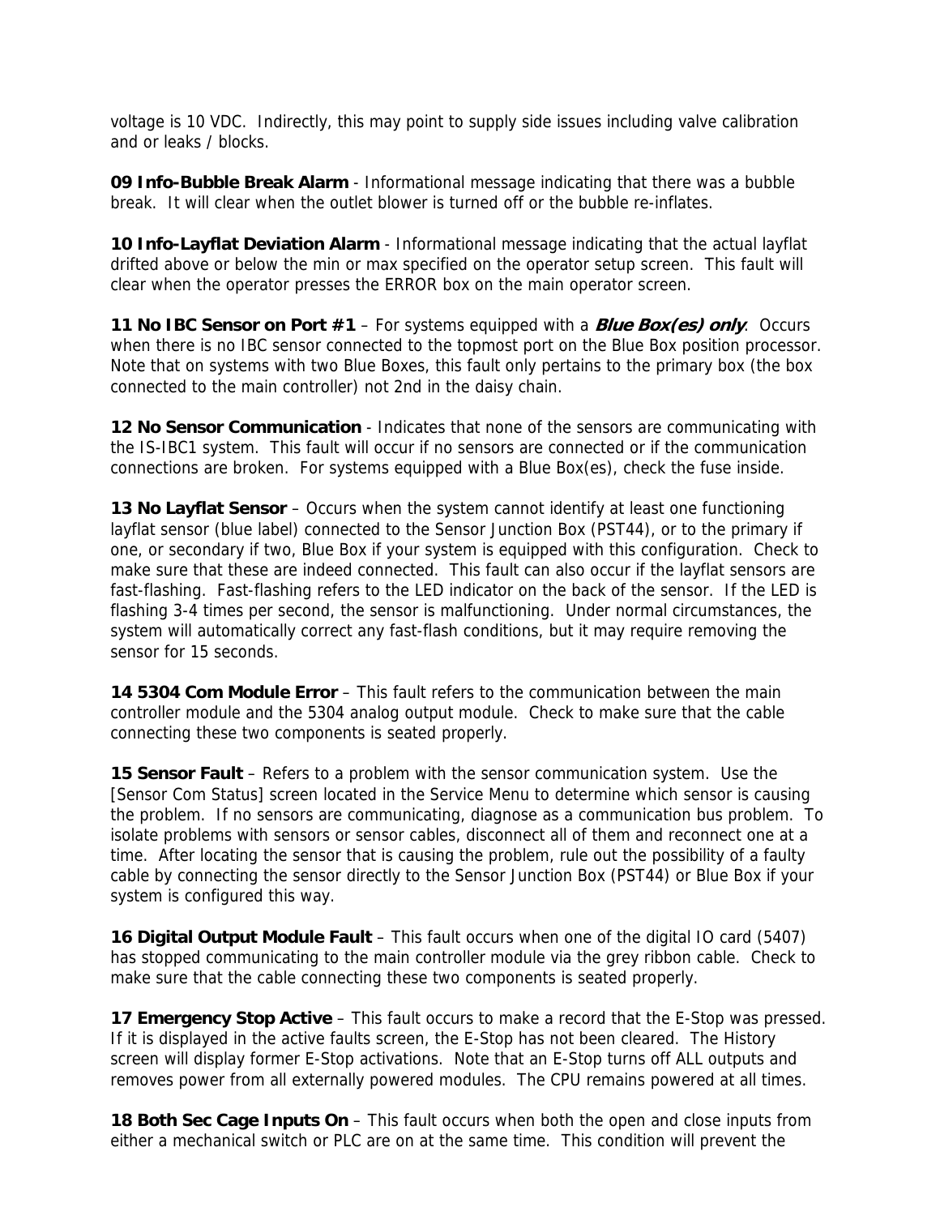voltage is 10 VDC. Indirectly, this may point to supply side issues including valve calibration and or leaks / blocks.

**09 Info-Bubble Break Alarm** - Informational message indicating that there was a bubble break. It will clear when the outlet blower is turned off or the bubble re-inflates.

**10 Info-Layflat Deviation Alarm** - Informational message indicating that the actual layflat drifted above or below the min or max specified on the operator setup screen. This fault will clear when the operator presses the ERROR box on the main operator screen.

**11 No IBC Sensor on Port #1** – For systems equipped with a ***Blue Box(es) only***. Occurs when there is no IBC sensor connected to the topmost port on the Blue Box position processor. Note that on systems with two Blue Boxes, this fault only pertains to the primary box (the box connected to the main controller) not 2nd in the daisy chain.

**12 No Sensor Communication** - Indicates that none of the sensors are communicating with the IS-IBC1 system. This fault will occur if no sensors are connected or if the communication connections are broken. For systems equipped with a Blue Box(es), check the fuse inside.

**13 No Layflat Sensor** – Occurs when the system cannot identify at least one functioning layflat sensor (blue label) connected to the Sensor Junction Box (PST44), or to the primary if one, or secondary if two, Blue Box if your system is equipped with this configuration. Check to make sure that these are indeed connected. This fault can also occur if the layflat sensors are fast-flashing. Fast-flashing refers to the LED indicator on the back of the sensor. If the LED is flashing 3-4 times per second, the sensor is malfunctioning. Under normal circumstances, the system will automatically correct any fast-flash conditions, but it may require removing the sensor for 15 seconds.

**14 5304 Com Module Error** – This fault refers to the communication between the main controller module and the 5304 analog output module. Check to make sure that the cable connecting these two components is seated properly.

**15 Sensor Fault** – Refers to a problem with the sensor communication system. Use the [Sensor Com Status] screen located in the Service Menu to determine which sensor is causing the problem. If no sensors are communicating, diagnose as a communication bus problem. To isolate problems with sensors or sensor cables, disconnect all of them and reconnect one at a time. After locating the sensor that is causing the problem, rule out the possibility of a faulty cable by connecting the sensor directly to the Sensor Junction Box (PST44) or Blue Box if your system is configured this way.

**16 Digital Output Module Fault** – This fault occurs when one of the digital IO card (5407) has stopped communicating to the main controller module via the grey ribbon cable. Check to make sure that the cable connecting these two components is seated properly.

**17 Emergency Stop Active** – This fault occurs to make a record that the E-Stop was pressed. If it is displayed in the active faults screen, the E-Stop has not been cleared. The History screen will display former E-Stop activations. Note that an E-Stop turns off ALL outputs and removes power from all externally powered modules. The CPU remains powered at all times.

**18 Both Sec Cage Inputs On** – This fault occurs when both the open and close inputs from either a mechanical switch or PLC are on at the same time. This condition will prevent the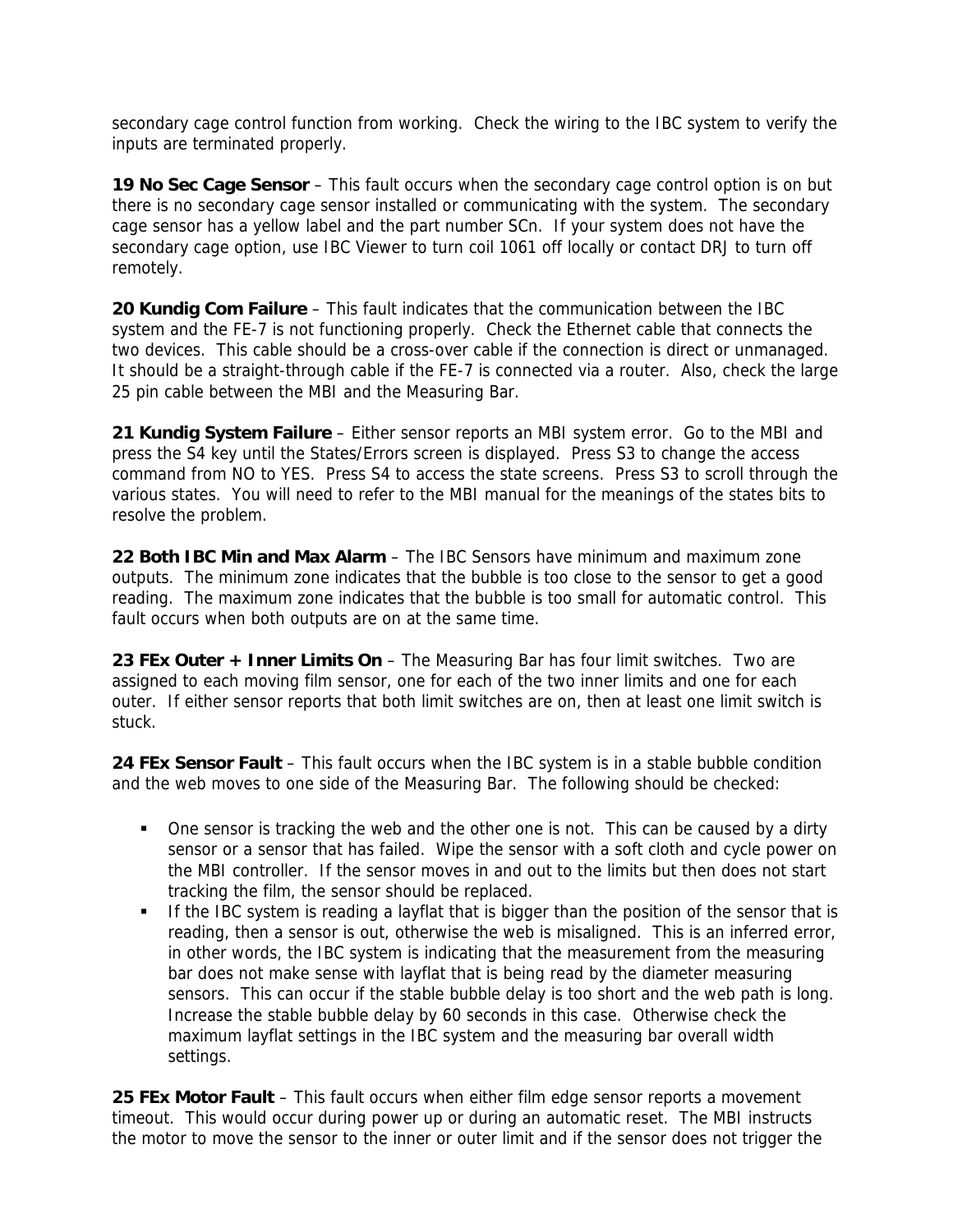secondary cage control function from working. Check the wiring to the IBC system to verify the inputs are terminated properly.

**19 No Sec Cage Sensor** – This fault occurs when the secondary cage control option is on but there is no secondary cage sensor installed or communicating with the system. The secondary cage sensor has a yellow label and the part number SCn. If your system does not have the secondary cage option, use IBC Viewer to turn coil 1061 off locally or contact DRJ to turn off remotely.

**20 Kundig Com Failure** – This fault indicates that the communication between the IBC system and the FE-7 is not functioning properly. Check the Ethernet cable that connects the two devices. This cable should be a cross-over cable if the connection is direct or unmanaged. It should be a straight-through cable if the FE-7 is connected via a router. Also, check the large 25 pin cable between the MBI and the Measuring Bar.

**21 Kundig System Failure** – Either sensor reports an MBI system error. Go to the MBI and press the S4 key until the States/Errors screen is displayed. Press S3 to change the access command from NO to YES. Press S4 to access the state screens. Press S3 to scroll through the various states. You will need to refer to the MBI manual for the meanings of the states bits to resolve the problem.

**22 Both IBC Min and Max Alarm** – The IBC Sensors have minimum and maximum zone outputs. The minimum zone indicates that the bubble is too close to the sensor to get a good reading. The maximum zone indicates that the bubble is too small for automatic control. This fault occurs when both outputs are on at the same time.

**23 FEx Outer + Inner Limits On** – The Measuring Bar has four limit switches. Two are assigned to each moving film sensor, one for each of the two inner limits and one for each outer. If either sensor reports that both limit switches are on, then at least one limit switch is stuck.

**24 FEx Sensor Fault** – This fault occurs when the IBC system is in a stable bubble condition and the web moves to one side of the Measuring Bar. The following should be checked:

- One sensor is tracking the web and the other one is not. This can be caused by a dirty sensor or a sensor that has failed. Wipe the sensor with a soft cloth and cycle power on the MBI controller. If the sensor moves in and out to the limits but then does not start tracking the film, the sensor should be replaced.
- If the IBC system is reading a layflat that is bigger than the position of the sensor that is reading, then a sensor is out, otherwise the web is misaligned. This is an inferred error, in other words, the IBC system is indicating that the measurement from the measuring bar does not make sense with layflat that is being read by the diameter measuring sensors. This can occur if the stable bubble delay is too short and the web path is long. Increase the stable bubble delay by 60 seconds in this case. Otherwise check the maximum layflat settings in the IBC system and the measuring bar overall width settings.

**25 FEx Motor Fault** – This fault occurs when either film edge sensor reports a movement timeout. This would occur during power up or during an automatic reset. The MBI instructs the motor to move the sensor to the inner or outer limit and if the sensor does not trigger the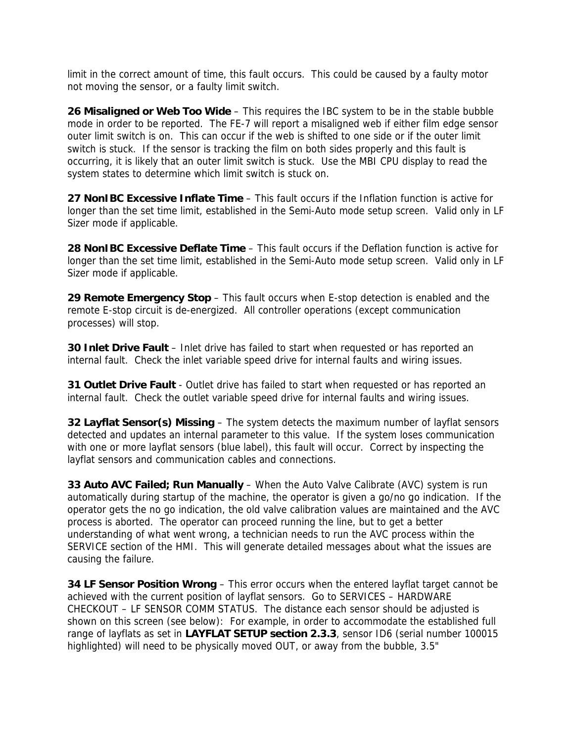limit in the correct amount of time, this fault occurs. This could be caused by a faulty motor not moving the sensor, or a faulty limit switch.

**26 Misaligned or Web Too Wide** – This requires the IBC system to be in the stable bubble mode in order to be reported. The FE-7 will report a misaligned web if either film edge sensor outer limit switch is on. This can occur if the web is shifted to one side or if the outer limit switch is stuck. If the sensor is tracking the film on both sides properly and this fault is occurring, it is likely that an outer limit switch is stuck. Use the MBI CPU display to read the system states to determine which limit switch is stuck on.

**27 NonIBC Excessive Inflate Time** – This fault occurs if the Inflation function is active for longer than the set time limit, established in the Semi-Auto mode setup screen. Valid only in LF Sizer mode if applicable.

**28 NonIBC Excessive Deflate Time** – This fault occurs if the Deflation function is active for longer than the set time limit, established in the Semi-Auto mode setup screen. Valid only in LF Sizer mode if applicable.

**29 Remote Emergency Stop** – This fault occurs when E-stop detection is enabled and the remote E-stop circuit is de-energized. All controller operations (except communication processes) will stop.

**30 Inlet Drive Fault** – Inlet drive has failed to start when requested or has reported an internal fault. Check the inlet variable speed drive for internal faults and wiring issues.

**31 Outlet Drive Fault** - Outlet drive has failed to start when requested or has reported an internal fault. Check the outlet variable speed drive for internal faults and wiring issues.

**32 Layflat Sensor(s) Missing** – The system detects the maximum number of layflat sensors detected and updates an internal parameter to this value. If the system loses communication with one or more layflat sensors (blue label), this fault will occur. Correct by inspecting the layflat sensors and communication cables and connections.

**33 Auto AVC Failed; Run Manually** – When the Auto Valve Calibrate (AVC) system is run automatically during startup of the machine, the operator is given a go/no go indication. If the operator gets the no go indication, the old valve calibration values are maintained and the AVC process is aborted. The operator can proceed running the line, but to get a better understanding of what went wrong, a technician needs to run the AVC process within the SERVICE section of the HMI. This will generate detailed messages about what the issues are causing the failure.

**34 LF Sensor Position Wrong** – This error occurs when the entered layflat target cannot be achieved with the current position of layflat sensors. Go to SERVICES – HARDWARE CHECKOUT – LF SENSOR COMM STATUS. The distance each sensor should be adjusted is shown on this screen (see below): For example, in order to accommodate the established full range of layflats as set in **LAYFLAT SETUP section 2.3.3**, sensor ID6 (serial number 100015 highlighted) will need to be physically moved OUT, or away from the bubble, 3.5"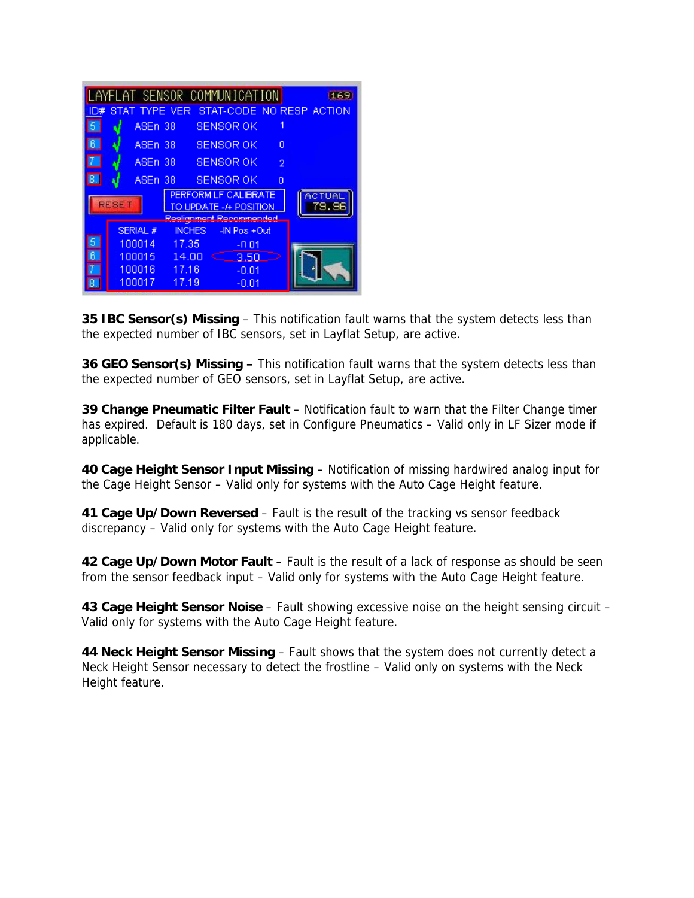**35 IBC Sensor(s) Missing** – This notification fault warns that the system detects less than the expected number of IBC sensors, set in Layflat Setup, are active.

**36 GEO Sensor(s) Missing –** This notification fault warns that the system detects less than the expected number of GEO sensors, set in Layflat Setup, are active.

**39 Change Pneumatic Filter Fault** – Notification fault to warn that the Filter Change timer has expired. Default is 180 days, set in Configure Pneumatics – Valid only in LF Sizer mode if applicable.

**40 Cage Height Sensor Input Missing** – Notification of missing hardwired analog input for the Cage Height Sensor – Valid only for systems with the Auto Cage Height feature.

**41 Cage Up/Down Reversed** – Fault is the result of the tracking vs sensor feedback discrepancy – Valid only for systems with the Auto Cage Height feature.

**42 Cage Up/Down Motor Fault** – Fault is the result of a lack of response as should be seen from the sensor feedback input – Valid only for systems with the Auto Cage Height feature.

**43 Cage Height Sensor Noise** – Fault showing excessive noise on the height sensing circuit – Valid only for systems with the Auto Cage Height feature.

**44 Neck Height Sensor Missing** – Fault shows that the system does not currently detect a Neck Height Sensor necessary to detect the frostline – Valid only on systems with the Neck Height feature.